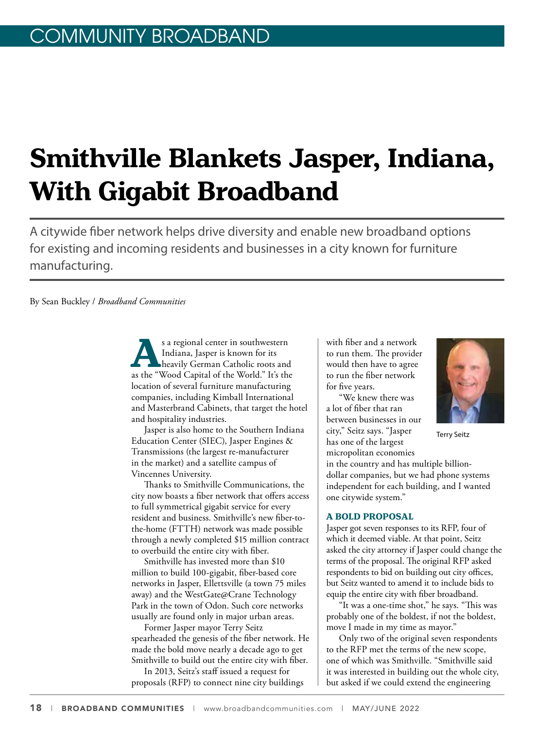# Smithville Blankets Jasper, Indiana, With Gigabit Broadband

A citywide fiber network helps drive diversity and enable new broadband options for existing and incoming residents and businesses in a city known for furniture manufacturing.

By Sean Buckley / *Broadband Communities*

As a regional center in southwestern Indiana, Jasper is known for its heavily German Catholic roots and as the "Wood Capital of the World." It's the location of several furniture manufacturing companies, including Kimball International and Masterbrand Cabinets, that target the hotel and hospitality industries.

Jasper is also home to the Southern Indiana Education Center (SIEC), Jasper Engines & Transmissions (the largest re-manufacturer in the market) and a satellite campus of Vincennes University.

Thanks to Smithville Communications, the city now boasts a fiber network that offers access to full symmetrical gigabit service for every resident and business. Smithville's new fiber-to-the-home (FTTH) network was made possible through a newly completed $15 million contract to overbuild the entire city with fiber.

Smithville has invested more than $10 million to build 100-gigabit, fiber-based core networks in Jasper, Ellettsville (a town 75 miles away) and the WestGate@Crane Technology Park in the town of Odon. Such core networks usually are found only in major urban areas.

Former Jasper mayor Terry Seitz spearheaded the genesis of the fiber network. He made the bold move nearly a decade ago to get Smithville to build out the entire city with fiber.

In 2013, Seitz's staff issued a request for proposals (RFP) to connect nine city buildings with fiber and a network to run them. The provider would then have to agree to run the fiber network for five years.

Terry Seitz

"We knew there was a lot of fiber that ran between businesses in our city," Seitz says. "Jasper has one of the largest micropolitan economies in the country and has multiple billion-dollar companies, but we had phone systems independent for each building, and I wanted one citywide system."

### A BOLD PROPOSAL

Jasper got seven responses to its RFP, four of which it deemed viable. At that point, Seitz asked the city attorney if Jasper could change the terms of the proposal. The original RFP asked respondents to bid on building out city offices, but Seitz wanted to amend it to include bids to equip the entire city with fiber broadband.

"It was a one-time shot," he says. "This was probably one of the boldest, if not the boldest, move I made in my time as mayor."

Only two of the original seven respondents to the RFP met the terms of the new scope, one of which was Smithville. "Smithville said it was interested in building out the whole city, but asked if we could extend the engineering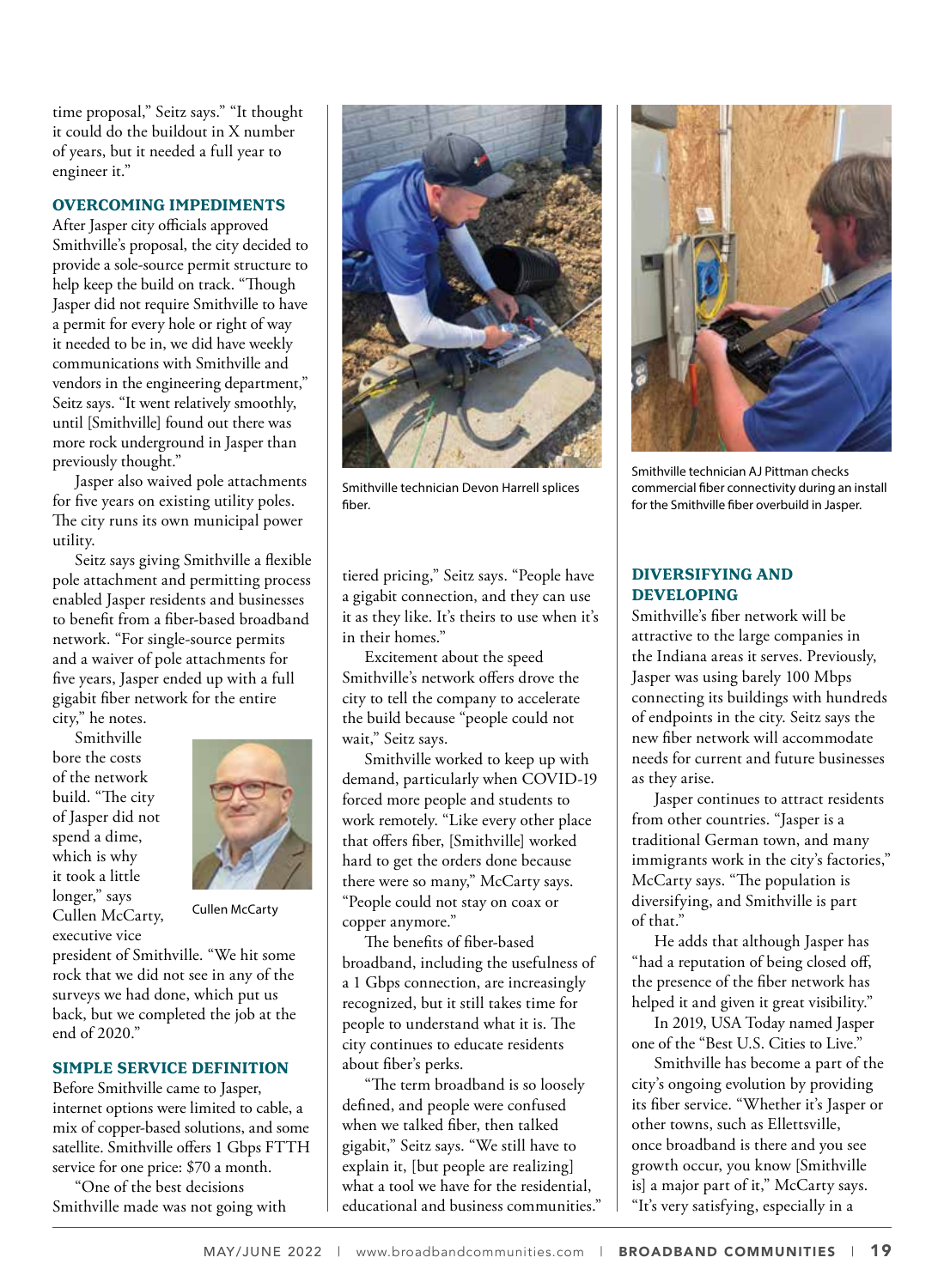time proposal," Seitz says." "It thought it could do the buildout in X number of years, but it needed a full year to engineer it."

## OVERCOMING IMPEDIMENTS

After Jasper city officials approved Smithville's proposal, the city decided to provide a sole-source permit structure to help keep the build on track. "Though Jasper did not require Smithville to have a permit for every hole or right of way it needed to be in, we did have weekly communications with Smithville and vendors in the engineering department," Seitz says. "It went relatively smoothly, until [Smithville] found out there was more rock underground in Jasper than previously thought."

Jasper also waived pole attachments for five years on existing utility poles. The city runs its own municipal power utility.

Seitz says giving Smithville a flexible pole attachment and permitting process enabled Jasper residents and businesses to benefit from a fiber-based broadband network. "For single-source permits and a waiver of pole attachments for five years, Jasper ended up with a full gigabit fiber network for the entire city," he notes.

Smithville bore the costs of the network build. "The city of Jasper did not spend a dime, which is why it took a little longer," says Cullen McCarty, executive vice president of Smithville. "We hit some rock that we did not see in any of the surveys we had done, which put us back, but we completed the job at the end of 2020."

Cullen McCarty

## SIMPLE SERVICE DEFINITION

Before Smithville came to Jasper, internet options were limited to cable, a mix of copper-based solutions, and some satellite. Smithville offers 1 Gbps FTTH service for one price: $70 a month.

"One of the best decisions Smithville made was not going with tiered pricing," Seitz says. "People have a gigabit connection, and they can use it as they like. It's theirs to use when it's in their homes."

Smithville technician Devon Harrell splices fiber.

Excitement about the speed Smithville's network offers drove the city to tell the company to accelerate the build because "people could not wait," Seitz says.

Smithville worked to keep up with demand, particularly when COVID-19 forced more people and students to work remotely. "Like every other place that offers fiber, [Smithville] worked hard to get the orders done because there were so many," McCarty says. "People could not stay on coax or copper anymore."

The benefits of fiber-based broadband, including the usefulness of a 1 Gbps connection, are increasingly recognized, but it still takes time for people to understand what it is. The city continues to educate residents about fiber's perks.

"The term broadband is so loosely defined, and people were confused when we talked fiber, then talked gigabit," Seitz says. "We still have to explain it, [but people are realizing] what a tool we have for the residential, educational and business communities."

Smithville technician AJ Pittman checks commercial fiber connectivity during an install for the Smithville fiber overbuild in Jasper.

## DIVERSIFYING AND DEVELOPING

Smithville's fiber network will be attractive to the large companies in the Indiana areas it serves. Previously, Jasper was using barely 100 Mbps connecting its buildings with hundreds of endpoints in the city. Seitz says the new fiber network will accommodate needs for current and future businesses as they arise.

Jasper continues to attract residents from other countries. "Jasper is a traditional German town, and many immigrants work in the city's factories," McCarty says. "The population is diversifying, and Smithville is part of that."

He adds that although Jasper has "had a reputation of being closed off, the presence of the fiber network has helped it and given it great visibility."

In 2019, USA Today named Jasper one of the "Best U.S. Cities to Live."

Smithville has become a part of the city's ongoing evolution by providing its fiber service. "Whether it's Jasper or other towns, such as Ellettsville, once broadband is there and you see growth occur, you know [Smithville is] a major part of it," McCarty says. "It's very satisfying, especially in a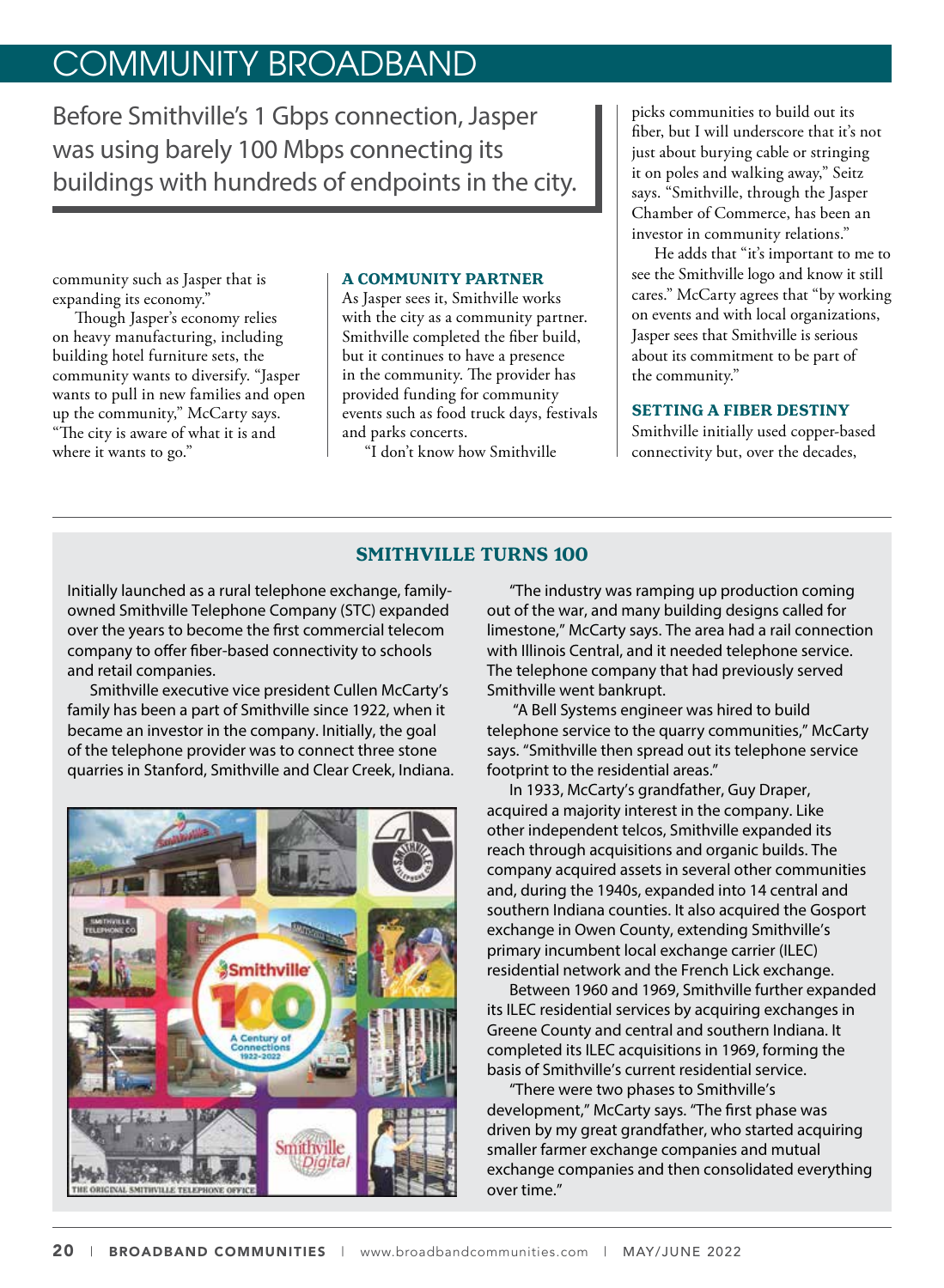> Before Smithville's 1 Gbps connection, Jasper was using barely 100 Mbps connecting its buildings with hundreds of endpoints in the city.

community such as Jasper that is expanding its economy."

Though Jasper's economy relies on heavy manufacturing, including building hotel furniture sets, the community wants to diversify. "Jasper wants to pull in new families and open up the community," McCarty says. "The city is aware of what it is and where it wants to go."

### A COMMUNITY PARTNER

As Jasper sees it, Smithville works with the city as a community partner. Smithville completed the fiber build, but it continues to have a presence in the community. The provider has provided funding for community events such as food truck days, festivals and parks concerts.

"I don't know how Smithville picks communities to build out its fiber, but I will underscore that it's not just about burying cable or stringing it on poles and walking away," Seitz says. "Smithville, through the Jasper Chamber of Commerce, has been an investor in community relations."

He adds that "it's important to me to see the Smithville logo and know it still cares." McCarty agrees that "by working on events and with local organizations, Jasper sees that Smithville is serious about its commitment to be part of the community."

### SETTING A FIBER DESTINY

Smithville initially used copper-based connectivity but, over the decades,

---

### SMITHVILLE TURNS 100

Initially launched as a rural telephone exchange, family-owned Smithville Telephone Company (STC) expanded over the years to become the first commercial telecom company to offer fiber-based connectivity to schools and retail companies.

Smithville executive vice president Cullen McCarty's family has been a part of Smithville since 1922, when it became an investor in the company. Initially, the goal of the telephone provider was to connect three stone quarries in Stanford, Smithville and Clear Creek, Indiana.

"The industry was ramping up production coming out of the war, and many building designs called for limestone," McCarty says. The area had a rail connection with Illinois Central, and it needed telephone service. The telephone company that had previously served Smithville went bankrupt.

"A Bell Systems engineer was hired to build telephone service to the quarry communities," McCarty says. "Smithville then spread out its telephone service footprint to the residential areas."

In 1933, McCarty's grandfather, Guy Draper, acquired a majority interest in the company. Like other independent telcos, Smithville expanded its reach through acquisitions and organic builds. The company acquired assets in several other communities and, during the 1940s, expanded into 14 central and southern Indiana counties. It also acquired the Gosport exchange in Owen County, extending Smithville's primary incumbent local exchange carrier (ILEC) residential network and the French Lick exchange.

Between 1960 and 1969, Smithville further expanded its ILEC residential services by acquiring exchanges in Greene County and central and southern Indiana. It completed its ILEC acquisitions in 1969, forming the basis of Smithville's current residential service.

"There were two phases to Smithville's development," McCarty says. "The first phase was driven by my great grandfather, who started acquiring smaller farmer exchange companies and mutual exchange companies and then consolidated everything over time."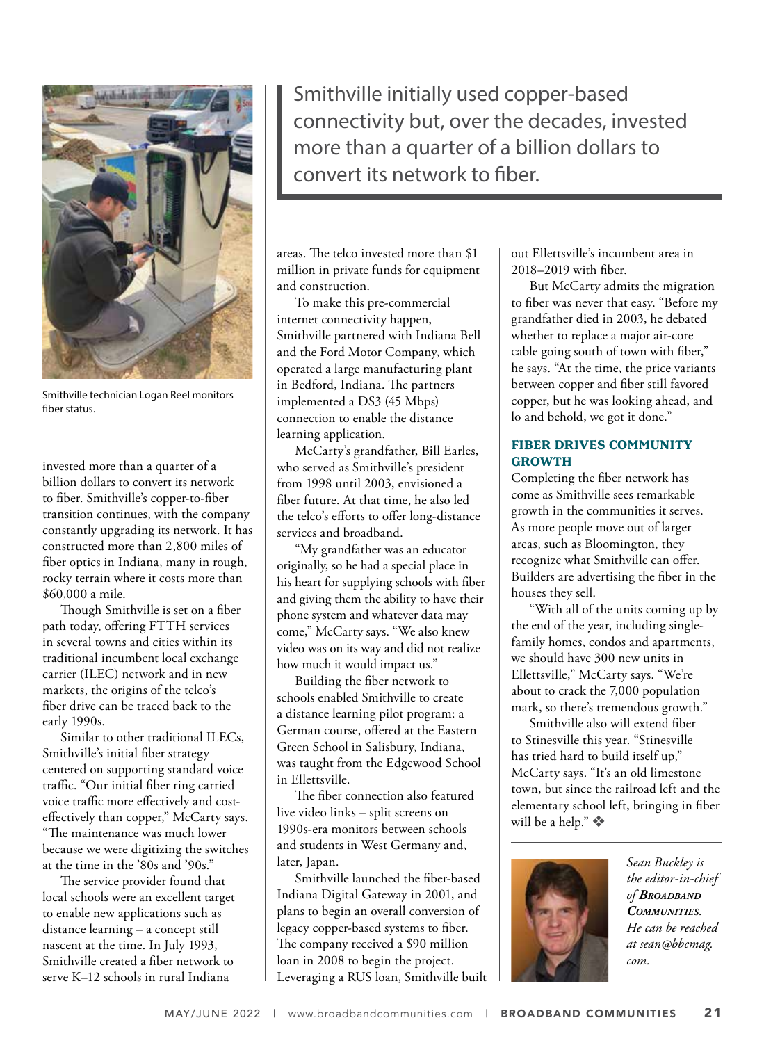Smithville technician Logan Reel monitors fiber status.

> Smithville initially used copper-based connectivity but, over the decades, invested more than a quarter of a billion dollars to convert its network to fiber.

invested more than a quarter of a billion dollars to convert its network to fiber. Smithville's copper-to-fiber transition continues, with the company constantly upgrading its network. It has constructed more than 2,800 miles of fiber optics in Indiana, many in rough, rocky terrain where it costs more than $60,000 a mile.

Though Smithville is set on a fiber path today, offering FTTH services in several towns and cities within its traditional incumbent local exchange carrier (ILEC) network and in new markets, the origins of the telco's fiber drive can be traced back to the early 1990s.

Similar to other traditional ILECs, Smithville's initial fiber strategy centered on supporting standard voice traffic. "Our initial fiber ring carried voice traffic more effectively and cost-effectively than copper," McCarty says. "The maintenance was much lower because we were digitizing the switches at the time in the '80s and '90s."

The service provider found that local schools were an excellent target to enable new applications such as distance learning – a concept still nascent at the time. In July 1993, Smithville created a fiber network to serve K–12 schools in rural Indiana areas. The telco invested more than $1 million in private funds for equipment and construction.

To make this pre-commercial internet connectivity happen, Smithville partnered with Indiana Bell and the Ford Motor Company, which operated a large manufacturing plant in Bedford, Indiana. The partners implemented a DS3 (45 Mbps) connection to enable the distance learning application.

McCarty's grandfather, Bill Earles, who served as Smithville's president from 1998 until 2003, envisioned a fiber future. At that time, he also led the telco's efforts to offer long-distance services and broadband.

"My grandfather was an educator originally, so he had a special place in his heart for supplying schools with fiber and giving them the ability to have their phone system and whatever data may come," McCarty says. "We also knew video was on its way and did not realize how much it would impact us."

Building the fiber network to schools enabled Smithville to create a distance learning pilot program: a German course, offered at the Eastern Green School in Salisbury, Indiana, was taught from the Edgewood School in Ellettsville.

The fiber connection also featured live video links – split screens on 1990s-era monitors between schools and students in West Germany and, later, Japan.

Smithville launched the fiber-based Indiana Digital Gateway in 2001, and plans to begin an overall conversion of legacy copper-based systems to fiber. The company received a $90 million loan in 2008 to begin the project. Leveraging a RUS loan, Smithville built out Ellettsville's incumbent area in 2018–2019 with fiber.

But McCarty admits the migration to fiber was never that easy. "Before my grandfather died in 2003, he debated whether to replace a major air-core cable going south of town with fiber," he says. "At the time, the price variants between copper and fiber still favored copper, but he was looking ahead, and lo and behold, we got it done."

## FIBER DRIVES COMMUNITY GROWTH

Completing the fiber network has come as Smithville sees remarkable growth in the communities it serves. As more people move out of larger areas, such as Bloomington, they recognize what Smithville can offer. Builders are advertising the fiber in the houses they sell.

"With all of the units coming up by the end of the year, including single-family homes, condos and apartments, we should have 300 new units in Ellettsville," McCarty says. "We're about to crack the 7,000 population mark, so there's tremendous growth."

Smithville also will extend fiber to Stinesville this year. "Stinesville has tried hard to build itself up," McCarty says. "It's an old limestone town, but since the railroad left and the elementary school left, bringing in fiber will be a help." ❖

*Sean Buckley is the editor-in-chief of **BROADBAND COMMUNITIES**. He can be reached at sean@bbcmag.com.*